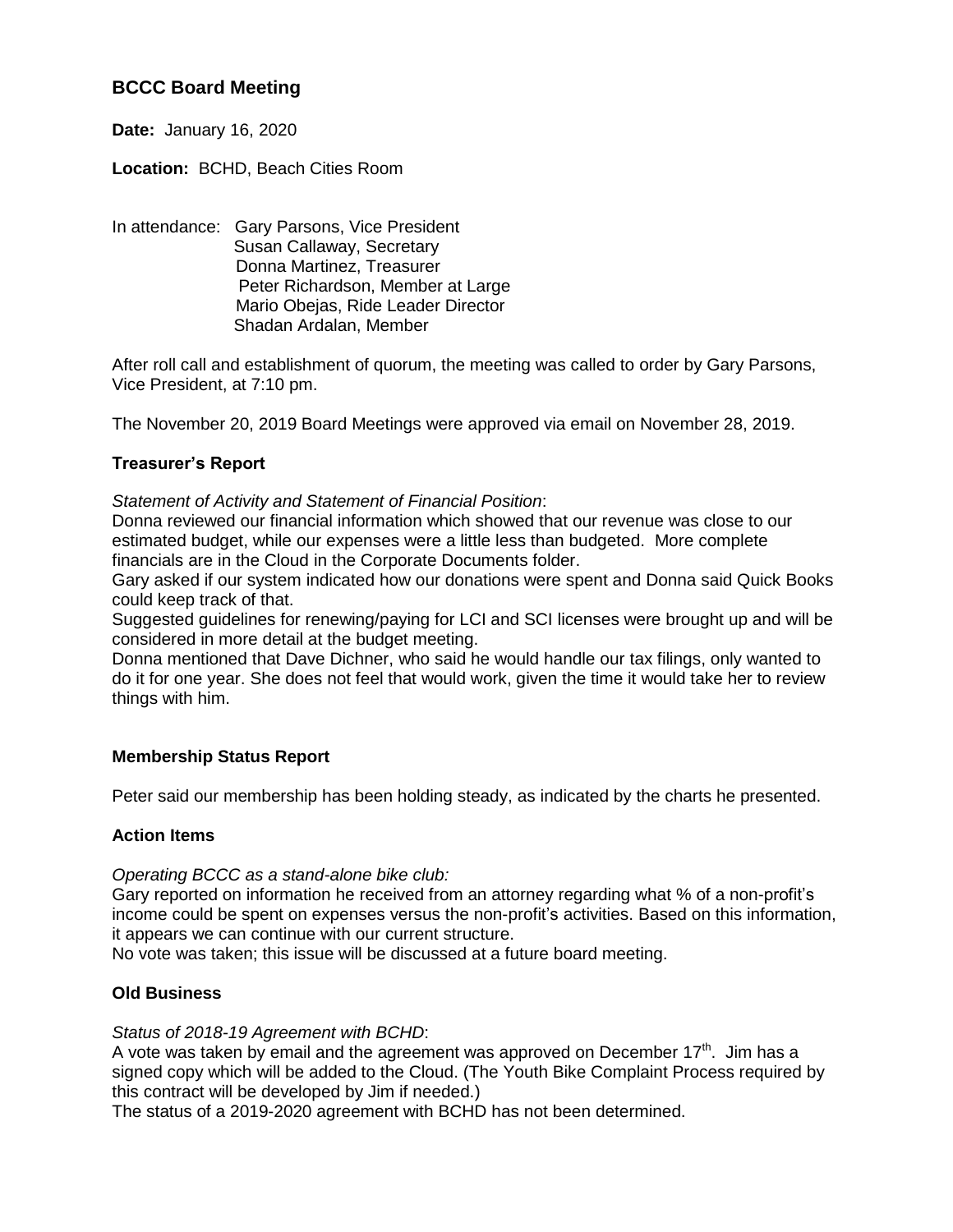# BCCC Board Meeting

**Date:** January 16, 2020

**Location:** BCHD, Beach Cities Room

In attendance: Gary Parsons, Vice President
Susan Callaway, Secretary
Donna Martinez, Treasurer
Peter Richardson, Member at Large
Mario Obejas, Ride Leader Director
Shadan Ardalan, Member

After roll call and establishment of quorum, the meeting was called to order by Gary Parsons, Vice President, at 7:10 pm.

The November 20, 2019 Board Meetings were approved via email on November 28, 2019.

### Treasurer's Report

*Statement of Activity and Statement of Financial Position*:

Donna reviewed our financial information which showed that our revenue was close to our estimated budget, while our expenses were a little less than budgeted. More complete financials are in the Cloud in the Corporate Documents folder.

Gary asked if our system indicated how our donations were spent and Donna said Quick Books could keep track of that.

Suggested guidelines for renewing/paying for LCI and SCI licenses were brought up and will be considered in more detail at the budget meeting.

Donna mentioned that Dave Dichner, who said he would handle our tax filings, only wanted to do it for one year. She does not feel that would work, given the time it would take her to review things with him.

### Membership Status Report

Peter said our membership has been holding steady, as indicated by the charts he presented.

### Action Items

*Operating BCCC as a stand-alone bike club:*

Gary reported on information he received from an attorney regarding what % of a non-profit's income could be spent on expenses versus the non-profit's activities. Based on this information, it appears we can continue with our current structure.

No vote was taken; this issue will be discussed at a future board meeting.

### Old Business

*Status of 2018-19 Agreement with BCHD*:

A vote was taken by email and the agreement was approved on December 17th. Jim has a signed copy which will be added to the Cloud. (The Youth Bike Complaint Process required by this contract will be developed by Jim if needed.)

The status of a 2019-2020 agreement with BCHD has not been determined.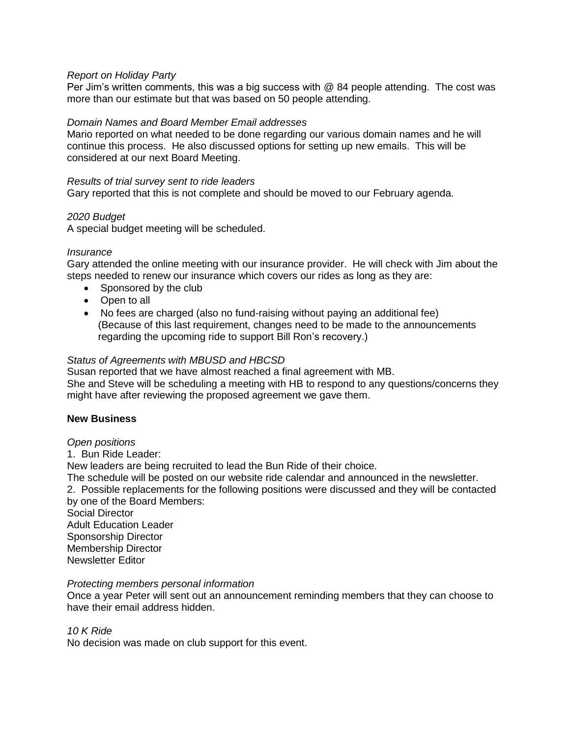*Report on Holiday Party*
Per Jim's written comments, this was a big success with @ 84 people attending. The cost was more than our estimate but that was based on 50 people attending.

*Domain Names and Board Member Email addresses*
Mario reported on what needed to be done regarding our various domain names and he will continue this process. He also discussed options for setting up new emails. This will be considered at our next Board Meeting.

*Results of trial survey sent to ride leaders*
Gary reported that this is not complete and should be moved to our February agenda.

*2020 Budget*
A special budget meeting will be scheduled.

*Insurance*
Gary attended the online meeting with our insurance provider. He will check with Jim about the steps needed to renew our insurance which covers our rides as long as they are:

- Sponsored by the club
- Open to all
- No fees are charged (also no fund-raising without paying an additional fee) (Because of this last requirement, changes need to be made to the announcements regarding the upcoming ride to support Bill Ron's recovery.)

*Status of Agreements with MBUSD and HBCSD*
Susan reported that we have almost reached a final agreement with MB.
She and Steve will be scheduling a meeting with HB to respond to any questions/concerns they might have after reviewing the proposed agreement we gave them.

**New Business**

*Open positions*
1. Bun Ride Leader:
New leaders are being recruited to lead the Bun Ride of their choice.
The schedule will be posted on our website ride calendar and announced in the newsletter.
2. Possible replacements for the following positions were discussed and they will be contacted by one of the Board Members:
Social Director
Adult Education Leader
Sponsorship Director
Membership Director
Newsletter Editor

*Protecting members personal information*
Once a year Peter will sent out an announcement reminding members that they can choose to have their email address hidden.

*10 K Ride*
No decision was made on club support for this event.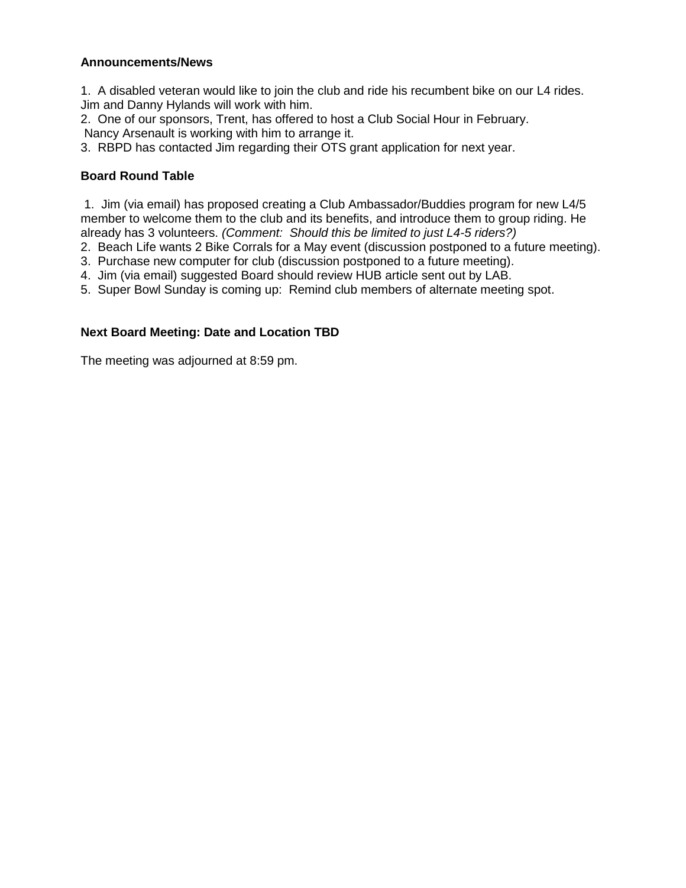**Announcements/News**

1. A disabled veteran would like to join the club and ride his recumbent bike on our L4 rides. Jim and Danny Hylands will work with him.
2. One of our sponsors, Trent, has offered to host a Club Social Hour in February. Nancy Arsenault is working with him to arrange it.
3. RBPD has contacted Jim regarding their OTS grant application for next year.

**Board Round Table**

1. Jim (via email) has proposed creating a Club Ambassador/Buddies program for new L4/5 member to welcome them to the club and its benefits, and introduce them to group riding. He already has 3 volunteers. *(Comment: Should this be limited to just L4-5 riders?)*
2. Beach Life wants 2 Bike Corrals for a May event (discussion postponed to a future meeting).
3. Purchase new computer for club (discussion postponed to a future meeting).
4. Jim (via email) suggested Board should review HUB article sent out by LAB.
5. Super Bowl Sunday is coming up: Remind club members of alternate meeting spot.

**Next Board Meeting: Date and Location TBD**

The meeting was adjourned at 8:59 pm.